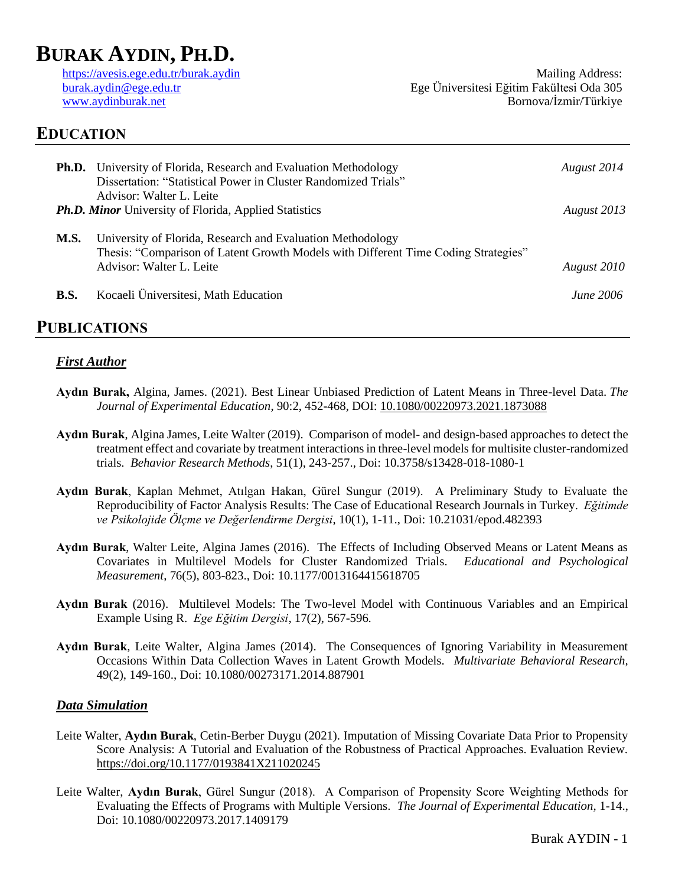# BURAK AYDIN, PH.D.

https://avesis.ege.edu.tr/burak.aydin
burak.aydin@ege.edu.tr
www.aydinburak.net

Mailing Address:
Ege Üniversitesi Eğitim Fakültesi Oda 305
Bornova/İzmir/Türkiye

## EDUCATION

**Ph.D.** University of Florida, Research and Evaluation Methodology — *August 2014*
Dissertation: "Statistical Power in Cluster Randomized Trials"
Advisor: Walter L. Leite

***Ph.D. Minor*** University of Florida, Applied Statistics — *August 2013*

**M.S.** University of Florida, Research and Evaluation Methodology — *August 2010*
Thesis: "Comparison of Latent Growth Models with Different Time Coding Strategies"
Advisor: Walter L. Leite

**B.S.** Kocaeli Üniversitesi, Math Education — *June 2006*

## PUBLICATIONS

### *First Author*

**Aydın Burak,** Algina, James. (2021). Best Linear Unbiased Prediction of Latent Means in Three-level Data. *The Journal of Experimental Education*, 90:2, 452-468, DOI: 10.1080/00220973.2021.1873088

**Aydın Burak**, Algina James, Leite Walter (2019). Comparison of model- and design-based approaches to detect the treatment effect and covariate by treatment interactions in three-level models for multisite cluster-randomized trials. *Behavior Research Methods*, 51(1), 243-257., Doi: 10.3758/s13428-018-1080-1

**Aydın Burak**, Kaplan Mehmet, Atılgan Hakan, Gürel Sungur (2019). A Preliminary Study to Evaluate the Reproducibility of Factor Analysis Results: The Case of Educational Research Journals in Turkey. *Eğitimde ve Psikolojide Ölçme ve Değerlendirme Dergisi*, 10(1), 1-11., Doi: 10.21031/epod.482393

**Aydın Burak**, Walter Leite, Algina James (2016). The Effects of Including Observed Means or Latent Means as Covariates in Multilevel Models for Cluster Randomized Trials. *Educational and Psychological Measurement*, 76(5), 803-823., Doi: 10.1177/0013164415618705

**Aydın Burak** (2016). Multilevel Models: The Two-level Model with Continuous Variables and an Empirical Example Using R. *Ege Eğitim Dergisi*, 17(2), 567-596.

**Aydın Burak**, Leite Walter, Algina James (2014). The Consequences of Ignoring Variability in Measurement Occasions Within Data Collection Waves in Latent Growth Models. *Multivariate Behavioral Research*, 49(2), 149-160., Doi: 10.1080/00273171.2014.887901

### *Data Simulation*

Leite Walter, **Aydın Burak**, Cetin-Berber Duygu (2021). Imputation of Missing Covariate Data Prior to Propensity Score Analysis: A Tutorial and Evaluation of the Robustness of Practical Approaches. Evaluation Review. https://doi.org/10.1177/0193841X211020245

Leite Walter, **Aydın Burak**, Gürel Sungur (2018). A Comparison of Propensity Score Weighting Methods for Evaluating the Effects of Programs with Multiple Versions. *The Journal of Experimental Education*, 1-14., Doi: 10.1080/00220973.2017.1409179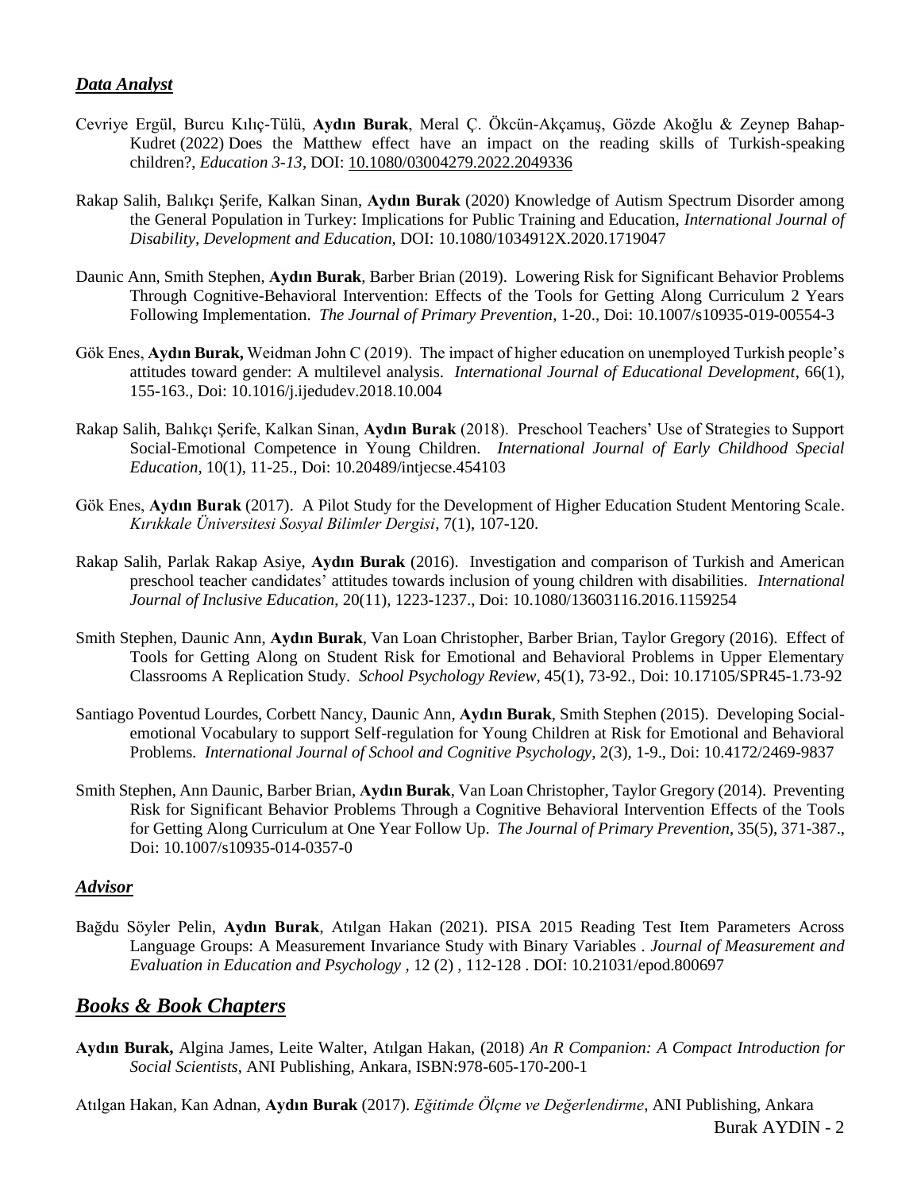### ***Data Analyst***

Cevriye Ergül, Burcu Kılıç-Tülü, **Aydın Burak**, Meral Ç. Ökcün-Akçamuş, Gözde Akoğlu & Zeynep Bahap-Kudret (2022) Does the Matthew effect have an impact on the reading skills of Turkish-speaking children?, *Education 3-13*, DOI: 10.1080/03004279.2022.2049336

Rakap Salih, Balıkçı Şerife, Kalkan Sinan, **Aydın Burak** (2020) Knowledge of Autism Spectrum Disorder among the General Population in Turkey: Implications for Public Training and Education, *International Journal of Disability, Development and Education*, DOI: 10.1080/1034912X.2020.1719047

Daunic Ann, Smith Stephen, **Aydın Burak**, Barber Brian (2019). Lowering Risk for Significant Behavior Problems Through Cognitive-Behavioral Intervention: Effects of the Tools for Getting Along Curriculum 2 Years Following Implementation. *The Journal of Primary Prevention*, 1-20., Doi: 10.1007/s10935-019-00554-3

Gök Enes, **Aydın Burak,** Weidman John C (2019). The impact of higher education on unemployed Turkish people's attitudes toward gender: A multilevel analysis. *International Journal of Educational Development*, 66(1), 155-163., Doi: 10.1016/j.ijedudev.2018.10.004

Rakap Salih, Balıkçı Şerife, Kalkan Sinan, **Aydın Burak** (2018). Preschool Teachers' Use of Strategies to Support Social-Emotional Competence in Young Children. *International Journal of Early Childhood Special Education*, 10(1), 11-25., Doi: 10.20489/intjecse.454103

Gök Enes, **Aydın Burak** (2017). A Pilot Study for the Development of Higher Education Student Mentoring Scale. *Kırıkkale Üniversitesi Sosyal Bilimler Dergisi*, 7(1), 107-120.

Rakap Salih, Parlak Rakap Asiye, **Aydın Burak** (2016). Investigation and comparison of Turkish and American preschool teacher candidates' attitudes towards inclusion of young children with disabilities. *International Journal of Inclusive Education*, 20(11), 1223-1237., Doi: 10.1080/13603116.2016.1159254

Smith Stephen, Daunic Ann, **Aydın Burak**, Van Loan Christopher, Barber Brian, Taylor Gregory (2016). Effect of Tools for Getting Along on Student Risk for Emotional and Behavioral Problems in Upper Elementary Classrooms A Replication Study. *School Psychology Review*, 45(1), 73-92., Doi: 10.17105/SPR45-1.73-92

Santiago Poventud Lourdes, Corbett Nancy, Daunic Ann, **Aydın Burak**, Smith Stephen (2015). Developing Social-emotional Vocabulary to support Self-regulation for Young Children at Risk for Emotional and Behavioral Problems. *International Journal of School and Cognitive Psychology*, 2(3), 1-9., Doi: 10.4172/2469-9837

Smith Stephen, Ann Daunic, Barber Brian, **Aydın Burak**, Van Loan Christopher, Taylor Gregory (2014). Preventing Risk for Significant Behavior Problems Through a Cognitive Behavioral Intervention Effects of the Tools for Getting Along Curriculum at One Year Follow Up. *The Journal of Primary Prevention*, 35(5), 371-387., Doi: 10.1007/s10935-014-0357-0

### ***Advisor***

Bağdu Söyler Pelin, **Aydın Burak**, Atılgan Hakan (2021). PISA 2015 Reading Test Item Parameters Across Language Groups: A Measurement Invariance Study with Binary Variables . *Journal of Measurement and Evaluation in Education and Psychology* , 12 (2) , 112-128 . DOI: 10.21031/epod.800697

## ***Books & Book Chapters***

**Aydın Burak,** Algina James, Leite Walter, Atılgan Hakan, (2018) *An R Companion: A Compact Introduction for Social Scientists*, ANI Publishing, Ankara, ISBN:978-605-170-200-1

Atılgan Hakan, Kan Adnan, **Aydın Burak** (2017). *Eğitimde Ölçme ve Değerlendirme*, ANI Publishing, Ankara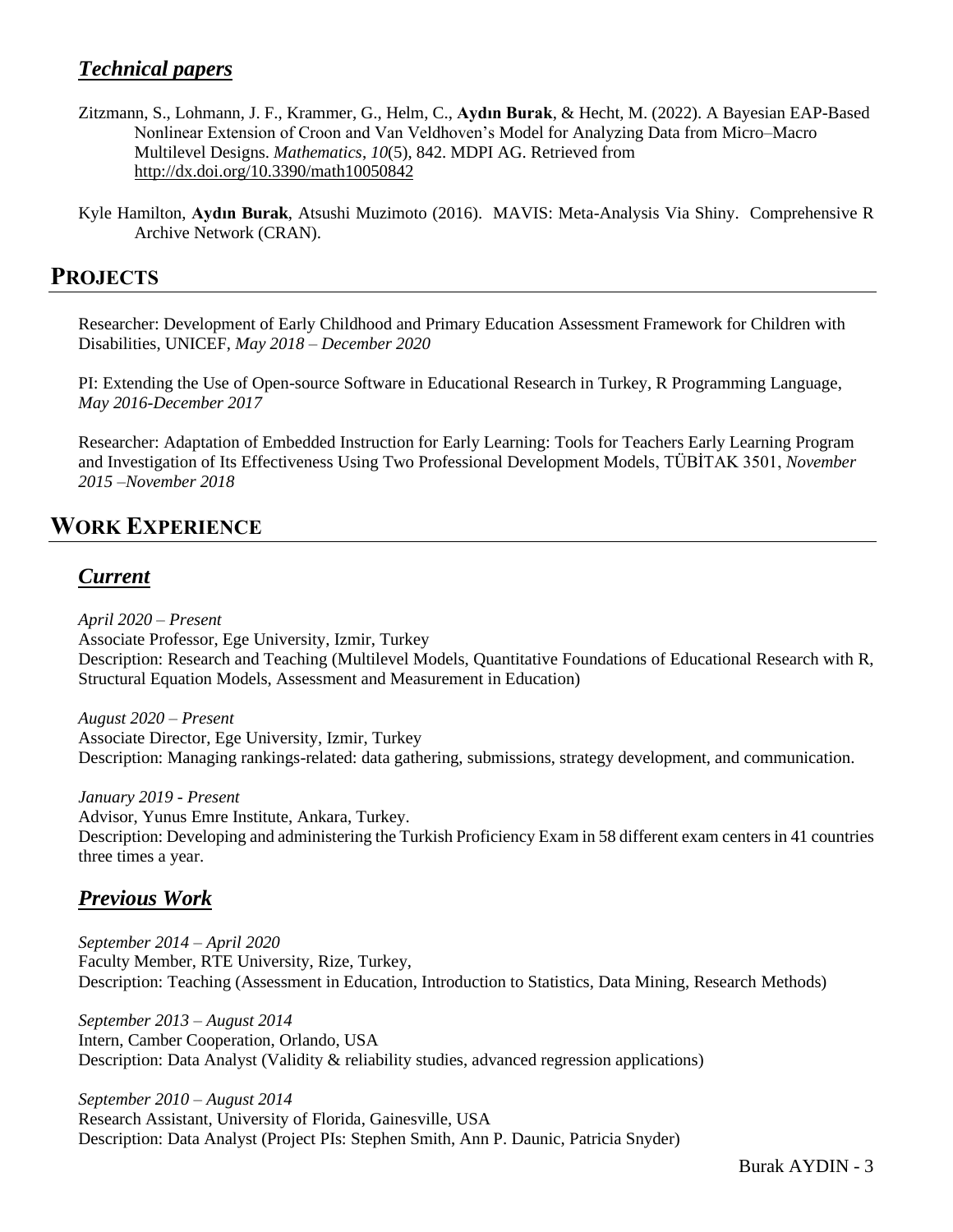### *Technical papers*

Zitzmann, S., Lohmann, J. F., Krammer, G., Helm, C., **Aydın Burak**, & Hecht, M. (2022). A Bayesian EAP-Based Nonlinear Extension of Croon and Van Veldhoven's Model for Analyzing Data from Micro–Macro Multilevel Designs. *Mathematics*, *10*(5), 842. MDPI AG. Retrieved from http://dx.doi.org/10.3390/math10050842

Kyle Hamilton, **Aydın Burak**, Atsushi Muzimoto (2016). MAVIS: Meta-Analysis Via Shiny. Comprehensive R Archive Network (CRAN).

## PROJECTS

Researcher: Development of Early Childhood and Primary Education Assessment Framework for Children with Disabilities, UNICEF, *May 2018 – December 2020*

PI: Extending the Use of Open-source Software in Educational Research in Turkey, R Programming Language, *May 2016-December 2017*

Researcher: Adaptation of Embedded Instruction for Early Learning: Tools for Teachers Early Learning Program and Investigation of Its Effectiveness Using Two Professional Development Models, TÜBİTAK 3501, *November 2015 –November 2018*

## WORK EXPERIENCE

### *Current*

*April 2020 – Present*
Associate Professor, Ege University, Izmir, Turkey
Description: Research and Teaching (Multilevel Models, Quantitative Foundations of Educational Research with R, Structural Equation Models, Assessment and Measurement in Education)

*August 2020 – Present*
Associate Director, Ege University, Izmir, Turkey
Description: Managing rankings-related: data gathering, submissions, strategy development, and communication.

*January 2019 - Present*
Advisor, Yunus Emre Institute, Ankara, Turkey.
Description: Developing and administering the Turkish Proficiency Exam in 58 different exam centers in 41 countries three times a year.

### *Previous Work*

*September 2014 – April 2020*
Faculty Member, RTE University, Rize, Turkey,
Description: Teaching (Assessment in Education, Introduction to Statistics, Data Mining, Research Methods)

*September 2013 – August 2014*
Intern, Camber Cooperation, Orlando, USA
Description: Data Analyst (Validity & reliability studies, advanced regression applications)

*September 2010 – August 2014*
Research Assistant, University of Florida, Gainesville, USA
Description: Data Analyst (Project PIs: Stephen Smith, Ann P. Daunic, Patricia Snyder)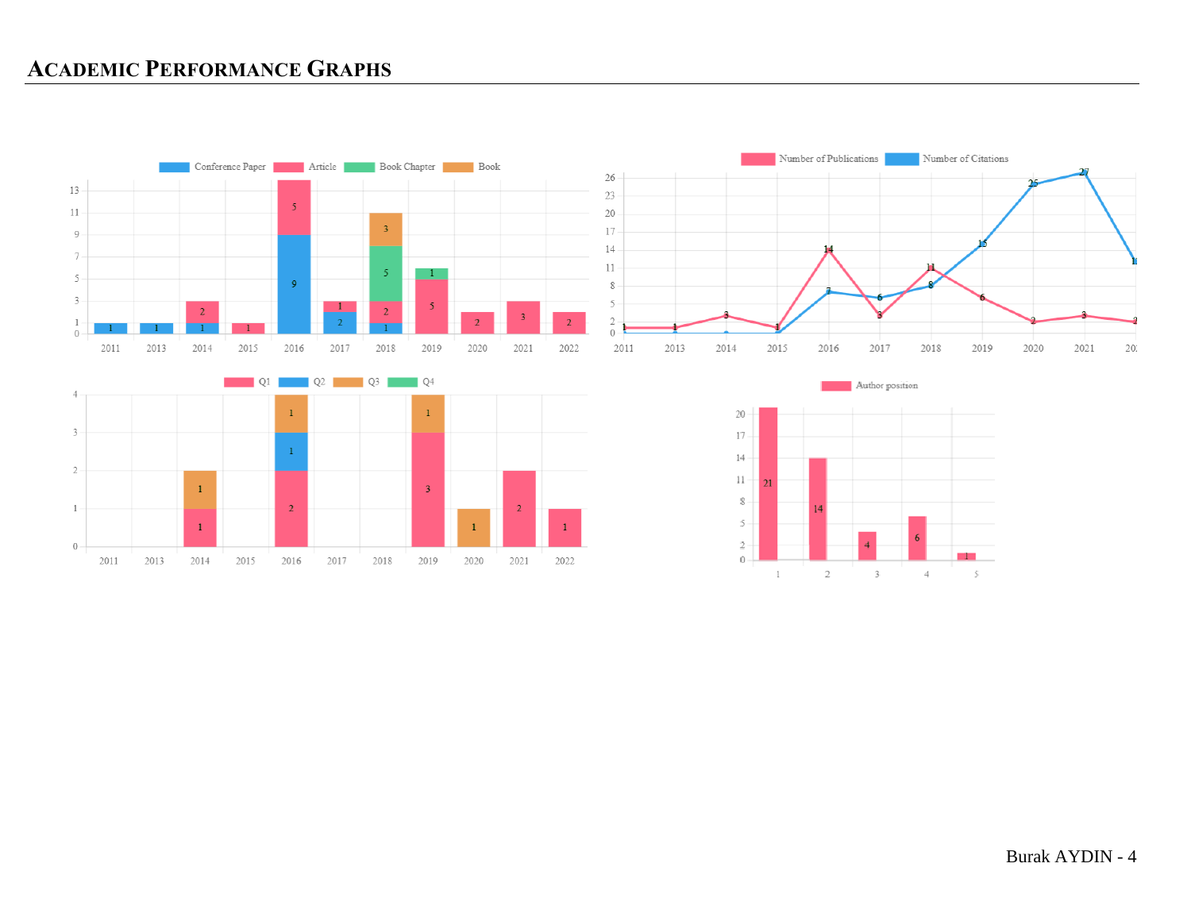# ACADEMIC PERFORMANCE GRAPHS

Conference Paper
Article
Book Chapter
Book

13
11
9
7
5
3
1
0

2011 2013 2014 2015 2016 2017 2018 2019 2020 2021 2022

1 1 1 2 1 9 5 2 1 1 2 5 3 5 1 2 3 2

Number of Publications
Number of Citations

26
23
20
17
14
11
8
5
2
0

2011 2013 2014 2015 2016 2017 2018 2019 2020 2021 202

1 1 3 1 14 7 6 3 11 8 15 6 25 2 27 3 11 2

Q1
Q2
Q3
Q4

4
3
2
1
0

2011 2013 2014 2015 2016 2017 2018 2019 2020 2021 2022

1 1 1 1 2 1 3 1 2 1

Author position

20
17
14
11
8
5
2
0

1 2 3 4 5

21 14 4 6 1